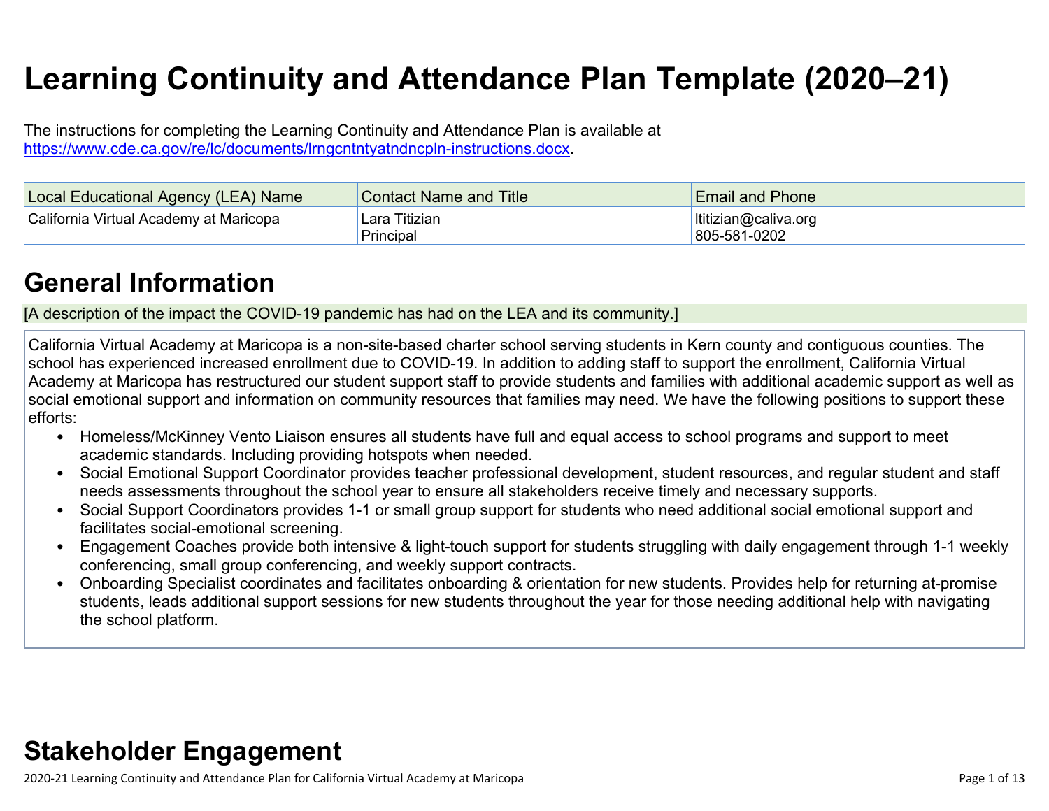# Learning Continuity and Attendance Plan Template (2020–21)

The instructions for completing the Learning Continuity and Attendance Plan is available at https://www.cde.ca.gov/re/lc/documents/lrngcntntyatndncpln-instructions.docx.

| Local Educational Agency (LEA) Name | Contact Name and Title | Email and Phone |
| --- | --- | --- |
| California Virtual Academy at Maricopa | Lara Titizian<br>Principal | ltitizian@caliva.org<br>805-581-0202 |

## General Information

[A description of the impact the COVID-19 pandemic has had on the LEA and its community.]

California Virtual Academy at Maricopa is a non-site-based charter school serving students in Kern county and contiguous counties. The school has experienced increased enrollment due to COVID-19. In addition to adding staff to support the enrollment, California Virtual Academy at Maricopa has restructured our student support staff to provide students and families with additional academic support as well as social emotional support and information on community resources that families may need. We have the following positions to support these efforts:

- Homeless/McKinney Vento Liaison ensures all students have full and equal access to school programs and support to meet academic standards. Including providing hotspots when needed.
- Social Emotional Support Coordinator provides teacher professional development, student resources, and regular student and staff needs assessments throughout the school year to ensure all stakeholders receive timely and necessary supports.
- Social Support Coordinators provides 1-1 or small group support for students who need additional social emotional support and facilitates social-emotional screening.
- Engagement Coaches provide both intensive & light-touch support for students struggling with daily engagement through 1-1 weekly conferencing, small group conferencing, and weekly support contracts.
- Onboarding Specialist coordinates and facilitates onboarding & orientation for new students. Provides help for returning at-promise students, leads additional support sessions for new students throughout the year for those needing additional help with navigating the school platform.

## Stakeholder Engagement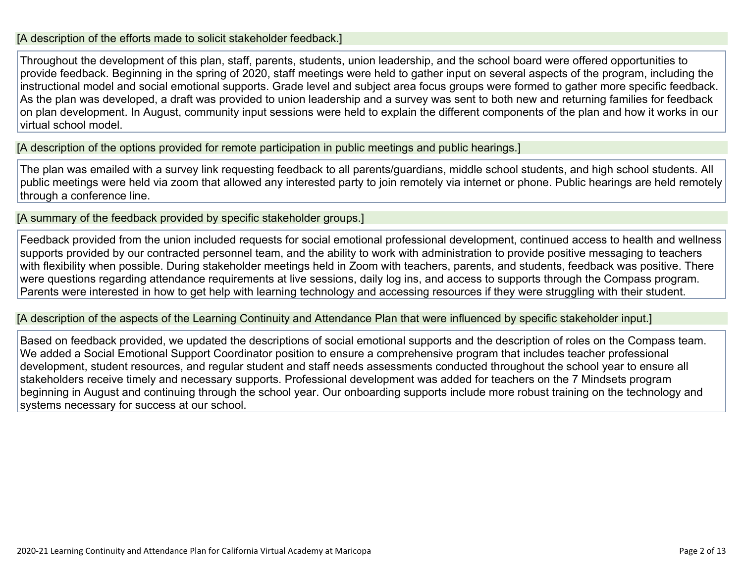[A description of the efforts made to solicit stakeholder feedback.]

Throughout the development of this plan, staff, parents, students, union leadership, and the school board were offered opportunities to provide feedback. Beginning in the spring of 2020, staff meetings were held to gather input on several aspects of the program, including the instructional model and social emotional supports. Grade level and subject area focus groups were formed to gather more specific feedback. As the plan was developed, a draft was provided to union leadership and a survey was sent to both new and returning families for feedback on plan development. In August, community input sessions were held to explain the different components of the plan and how it works in our virtual school model.

[A description of the options provided for remote participation in public meetings and public hearings.]

The plan was emailed with a survey link requesting feedback to all parents/guardians, middle school students, and high school students. All public meetings were held via zoom that allowed any interested party to join remotely via internet or phone. Public hearings are held remotely through a conference line.

[A summary of the feedback provided by specific stakeholder groups.]

Feedback provided from the union included requests for social emotional professional development, continued access to health and wellness supports provided by our contracted personnel team, and the ability to work with administration to provide positive messaging to teachers with flexibility when possible. During stakeholder meetings held in Zoom with teachers, parents, and students, feedback was positive. There were questions regarding attendance requirements at live sessions, daily log ins, and access to supports through the Compass program. Parents were interested in how to get help with learning technology and accessing resources if they were struggling with their student.

[A description of the aspects of the Learning Continuity and Attendance Plan that were influenced by specific stakeholder input.]

Based on feedback provided, we updated the descriptions of social emotional supports and the description of roles on the Compass team. We added a Social Emotional Support Coordinator position to ensure a comprehensive program that includes teacher professional development, student resources, and regular student and staff needs assessments conducted throughout the school year to ensure all stakeholders receive timely and necessary supports. Professional development was added for teachers on the 7 Mindsets program beginning in August and continuing through the school year. Our onboarding supports include more robust training on the technology and systems necessary for success at our school.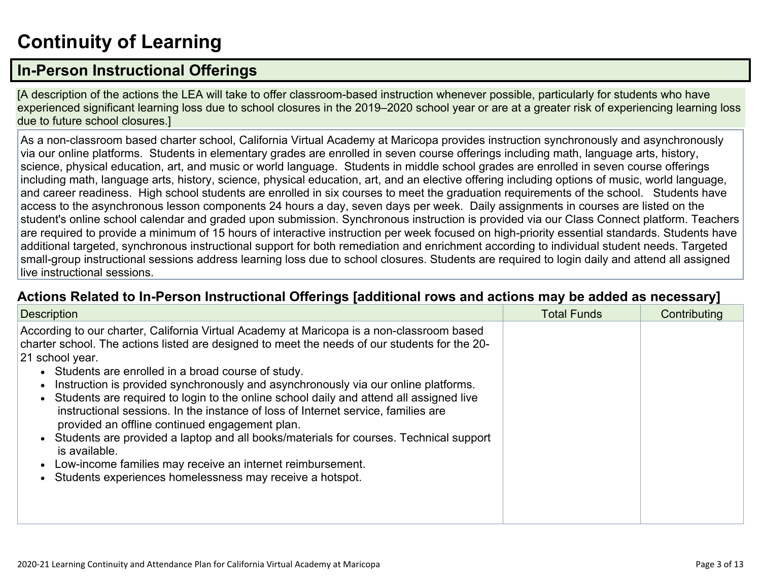# Continuity of Learning

## In-Person Instructional Offerings

[A description of the actions the LEA will take to offer classroom-based instruction whenever possible, particularly for students who have experienced significant learning loss due to school closures in the 2019–2020 school year or are at a greater risk of experiencing learning loss due to future school closures.]

As a non-classroom based charter school, California Virtual Academy at Maricopa provides instruction synchronously and asynchronously via our online platforms. Students in elementary grades are enrolled in seven course offerings including math, language arts, history, science, physical education, art, and music or world language. Students in middle school grades are enrolled in seven course offerings including math, language arts, history, science, physical education, art, and an elective offering including options of music, world language, and career readiness. High school students are enrolled in six courses to meet the graduation requirements of the school. Students have access to the asynchronous lesson components 24 hours a day, seven days per week. Daily assignments in courses are listed on the student's online school calendar and graded upon submission. Synchronous instruction is provided via our Class Connect platform. Teachers are required to provide a minimum of 15 hours of interactive instruction per week focused on high-priority essential standards. Students have additional targeted, synchronous instructional support for both remediation and enrichment according to individual student needs. Targeted small-group instructional sessions address learning loss due to school closures. Students are required to login daily and attend all assigned live instructional sessions.

### Actions Related to In-Person Instructional Offerings [additional rows and actions may be added as necessary]

| Description | Total Funds | Contributing |
| --- | --- | --- |
| According to our charter, California Virtual Academy at Maricopa is a non-classroom based charter school. The actions listed are designed to meet the needs of our students for the 20-21 school year.<br>• Students are enrolled in a broad course of study.<br>• Instruction is provided synchronously and asynchronously via our online platforms.<br>• Students are required to login to the online school daily and attend all assigned live instructional sessions. In the instance of loss of Internet service, families are provided an offline continued engagement plan.<br>• Students are provided a laptop and all books/materials for courses. Technical support is available.<br>• Low-income families may receive an internet reimbursement.<br>• Students experiences homelessness may receive a hotspot. | | |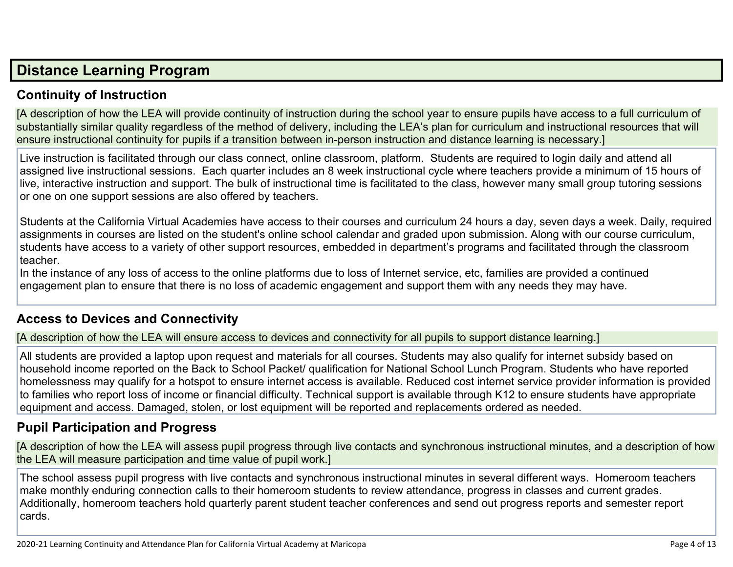# Distance Learning Program

## Continuity of Instruction

[A description of how the LEA will provide continuity of instruction during the school year to ensure pupils have access to a full curriculum of substantially similar quality regardless of the method of delivery, including the LEA's plan for curriculum and instructional resources that will ensure instructional continuity for pupils if a transition between in-person instruction and distance learning is necessary.]

Live instruction is facilitated through our class connect, online classroom, platform. Students are required to login daily and attend all assigned live instructional sessions. Each quarter includes an 8 week instructional cycle where teachers provide a minimum of 15 hours of live, interactive instruction and support. The bulk of instructional time is facilitated to the class, however many small group tutoring sessions or one on one support sessions are also offered by teachers.

Students at the California Virtual Academies have access to their courses and curriculum 24 hours a day, seven days a week. Daily, required assignments in courses are listed on the student's online school calendar and graded upon submission. Along with our course curriculum, students have access to a variety of other support resources, embedded in department's programs and facilitated through the classroom teacher.
In the instance of any loss of access to the online platforms due to loss of Internet service, etc, families are provided a continued engagement plan to ensure that there is no loss of academic engagement and support them with any needs they may have.

## Access to Devices and Connectivity

[A description of how the LEA will ensure access to devices and connectivity for all pupils to support distance learning.]

All students are provided a laptop upon request and materials for all courses. Students may also qualify for internet subsidy based on household income reported on the Back to School Packet/ qualification for National School Lunch Program. Students who have reported homelessness may qualify for a hotspot to ensure internet access is available. Reduced cost internet service provider information is provided to families who report loss of income or financial difficulty. Technical support is available through K12 to ensure students have appropriate equipment and access. Damaged, stolen, or lost equipment will be reported and replacements ordered as needed.

## Pupil Participation and Progress

[A description of how the LEA will assess pupil progress through live contacts and synchronous instructional minutes, and a description of how the LEA will measure participation and time value of pupil work.]

The school assess pupil progress with live contacts and synchronous instructional minutes in several different ways. Homeroom teachers make monthly enduring connection calls to their homeroom students to review attendance, progress in classes and current grades. Additionally, homeroom teachers hold quarterly parent student teacher conferences and send out progress reports and semester report cards.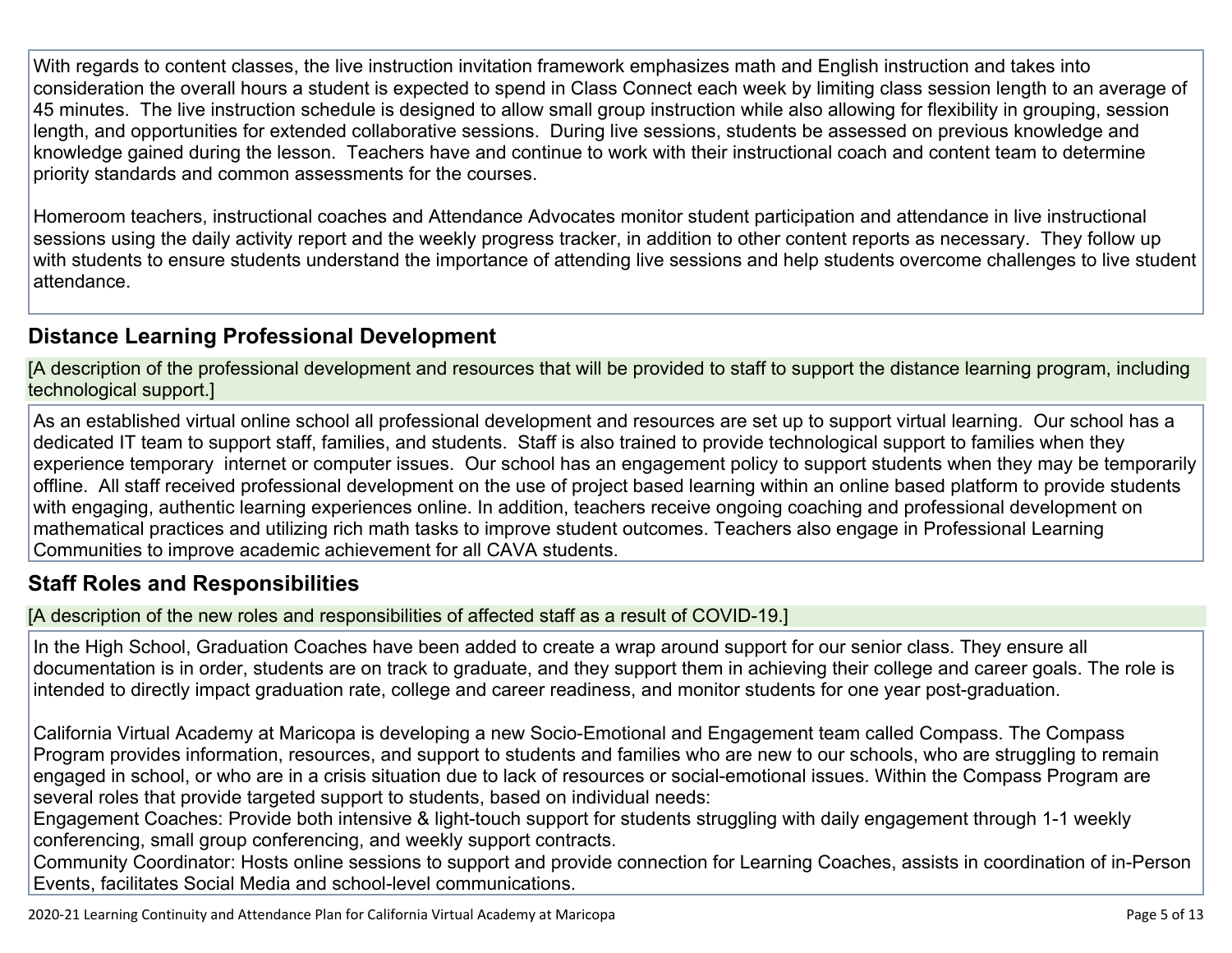With regards to content classes, the live instruction invitation framework emphasizes math and English instruction and takes into consideration the overall hours a student is expected to spend in Class Connect each week by limiting class session length to an average of 45 minutes. The live instruction schedule is designed to allow small group instruction while also allowing for flexibility in grouping, session length, and opportunities for extended collaborative sessions. During live sessions, students be assessed on previous knowledge and knowledge gained during the lesson. Teachers have and continue to work with their instructional coach and content team to determine priority standards and common assessments for the courses.

Homeroom teachers, instructional coaches and Attendance Advocates monitor student participation and attendance in live instructional sessions using the daily activity report and the weekly progress tracker, in addition to other content reports as necessary. They follow up with students to ensure students understand the importance of attending live sessions and help students overcome challenges to live student attendance.

## Distance Learning Professional Development

[A description of the professional development and resources that will be provided to staff to support the distance learning program, including technological support.]

As an established virtual online school all professional development and resources are set up to support virtual learning. Our school has a dedicated IT team to support staff, families, and students. Staff is also trained to provide technological support to families when they experience temporary internet or computer issues. Our school has an engagement policy to support students when they may be temporarily offline. All staff received professional development on the use of project based learning within an online based platform to provide students with engaging, authentic learning experiences online. In addition, teachers receive ongoing coaching and professional development on mathematical practices and utilizing rich math tasks to improve student outcomes. Teachers also engage in Professional Learning Communities to improve academic achievement for all CAVA students.

## Staff Roles and Responsibilities

[A description of the new roles and responsibilities of affected staff as a result of COVID-19.]

In the High School, Graduation Coaches have been added to create a wrap around support for our senior class. They ensure all documentation is in order, students are on track to graduate, and they support them in achieving their college and career goals. The role is intended to directly impact graduation rate, college and career readiness, and monitor students for one year post-graduation.

California Virtual Academy at Maricopa is developing a new Socio-Emotional and Engagement team called Compass. The Compass Program provides information, resources, and support to students and families who are new to our schools, who are struggling to remain engaged in school, or who are in a crisis situation due to lack of resources or social-emotional issues. Within the Compass Program are several roles that provide targeted support to students, based on individual needs:
Engagement Coaches: Provide both intensive & light-touch support for students struggling with daily engagement through 1-1 weekly conferencing, small group conferencing, and weekly support contracts.
Community Coordinator: Hosts online sessions to support and provide connection for Learning Coaches, assists in coordination of in-Person Events, facilitates Social Media and school-level communications.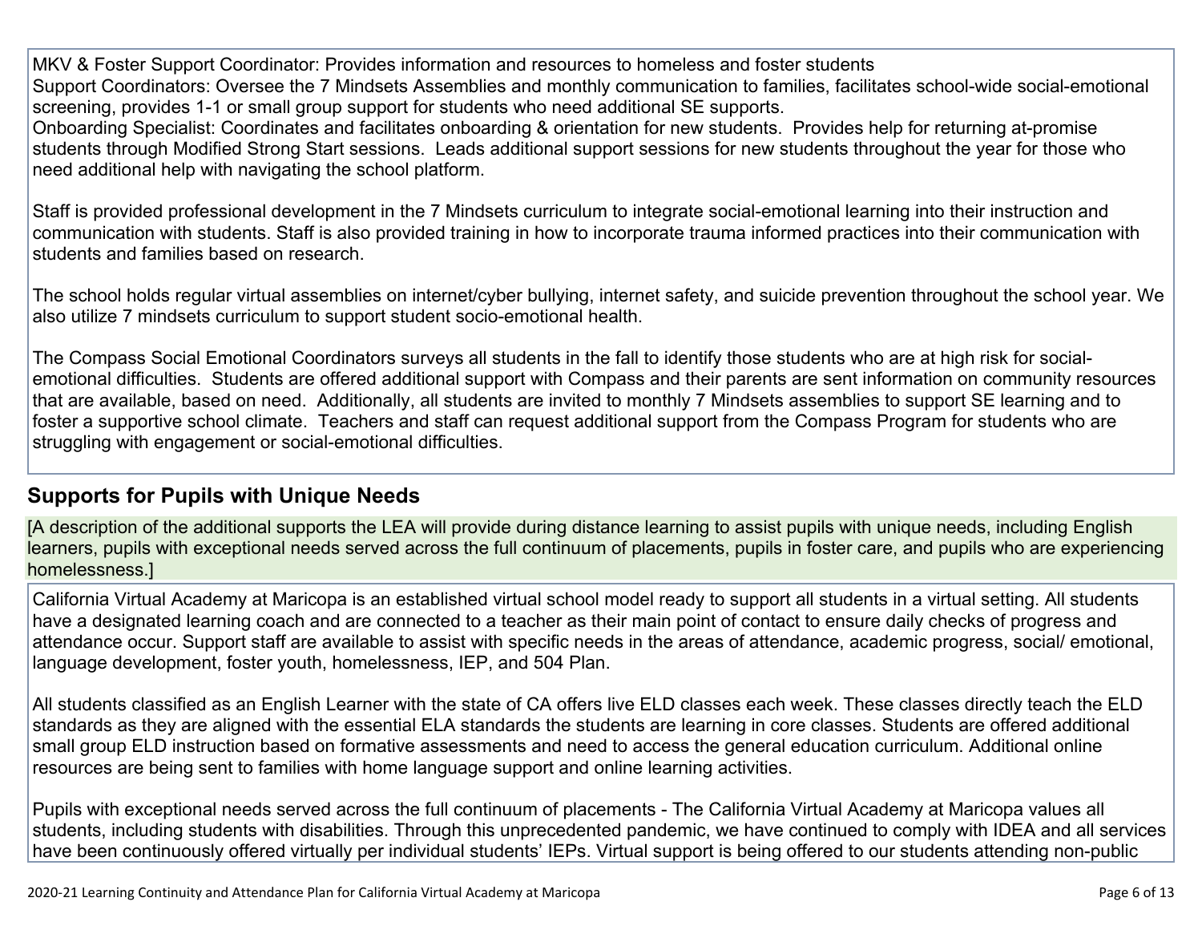MKV & Foster Support Coordinator: Provides information and resources to homeless and foster students
Support Coordinators: Oversee the 7 Mindsets Assemblies and monthly communication to families, facilitates school-wide social-emotional screening, provides 1-1 or small group support for students who need additional SE supports.
Onboarding Specialist: Coordinates and facilitates onboarding & orientation for new students. Provides help for returning at-promise students through Modified Strong Start sessions. Leads additional support sessions for new students throughout the year for those who need additional help with navigating the school platform.

Staff is provided professional development in the 7 Mindsets curriculum to integrate social-emotional learning into their instruction and communication with students. Staff is also provided training in how to incorporate trauma informed practices into their communication with students and families based on research.

The school holds regular virtual assemblies on internet/cyber bullying, internet safety, and suicide prevention throughout the school year. We also utilize 7 mindsets curriculum to support student socio-emotional health.

The Compass Social Emotional Coordinators surveys all students in the fall to identify those students who are at high risk for social-emotional difficulties. Students are offered additional support with Compass and their parents are sent information on community resources that are available, based on need. Additionally, all students are invited to monthly 7 Mindsets assemblies to support SE learning and to foster a supportive school climate. Teachers and staff can request additional support from the Compass Program for students who are struggling with engagement or social-emotional difficulties.

## Supports for Pupils with Unique Needs

[A description of the additional supports the LEA will provide during distance learning to assist pupils with unique needs, including English learners, pupils with exceptional needs served across the full continuum of placements, pupils in foster care, and pupils who are experiencing homelessness.]

California Virtual Academy at Maricopa is an established virtual school model ready to support all students in a virtual setting. All students have a designated learning coach and are connected to a teacher as their main point of contact to ensure daily checks of progress and attendance occur. Support staff are available to assist with specific needs in the areas of attendance, academic progress, social/ emotional, language development, foster youth, homelessness, IEP, and 504 Plan.

All students classified as an English Learner with the state of CA offers live ELD classes each week. These classes directly teach the ELD standards as they are aligned with the essential ELA standards the students are learning in core classes. Students are offered additional small group ELD instruction based on formative assessments and need to access the general education curriculum. Additional online resources are being sent to families with home language support and online learning activities.

Pupils with exceptional needs served across the full continuum of placements - The California Virtual Academy at Maricopa values all students, including students with disabilities. Through this unprecedented pandemic, we have continued to comply with IDEA and all services have been continuously offered virtually per individual students' IEPs. Virtual support is being offered to our students attending non-public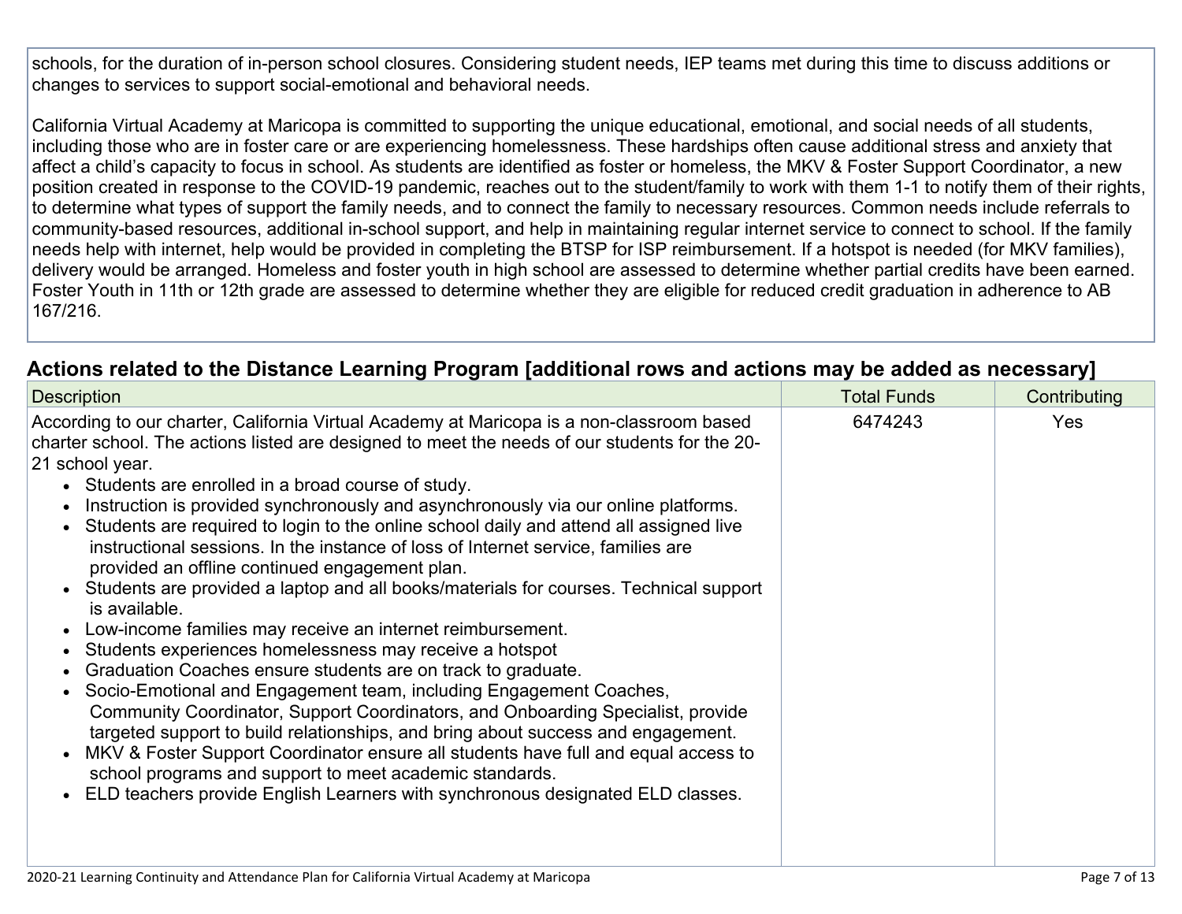schools, for the duration of in-person school closures. Considering student needs, IEP teams met during this time to discuss additions or changes to services to support social-emotional and behavioral needs.

California Virtual Academy at Maricopa is committed to supporting the unique educational, emotional, and social needs of all students, including those who are in foster care or are experiencing homelessness. These hardships often cause additional stress and anxiety that affect a child's capacity to focus in school. As students are identified as foster or homeless, the MKV & Foster Support Coordinator, a new position created in response to the COVID-19 pandemic, reaches out to the student/family to work with them 1-1 to notify them of their rights, to determine what types of support the family needs, and to connect the family to necessary resources. Common needs include referrals to community-based resources, additional in-school support, and help in maintaining regular internet service to connect to school. If the family needs help with internet, help would be provided in completing the BTSP for ISP reimbursement. If a hotspot is needed (for MKV families), delivery would be arranged. Homeless and foster youth in high school are assessed to determine whether partial credits have been earned. Foster Youth in 11th or 12th grade are assessed to determine whether they are eligible for reduced credit graduation in adherence to AB 167/216.

## Actions related to the Distance Learning Program [additional rows and actions may be added as necessary]

| Description | Total Funds | Contributing |
| --- | --- | --- |
| According to our charter, California Virtual Academy at Maricopa is a non-classroom based charter school. The actions listed are designed to meet the needs of our students for the 20-21 school year.<br>• Students are enrolled in a broad course of study.<br>• Instruction is provided synchronously and asynchronously via our online platforms.<br>• Students are required to login to the online school daily and attend all assigned live instructional sessions. In the instance of loss of Internet service, families are provided an offline continued engagement plan.<br>• Students are provided a laptop and all books/materials for courses. Technical support is available.<br>• Low-income families may receive an internet reimbursement.<br>• Students experiences homelessness may receive a hotspot<br>• Graduation Coaches ensure students are on track to graduate.<br>• Socio-Emotional and Engagement team, including Engagement Coaches, Community Coordinator, Support Coordinators, and Onboarding Specialist, provide targeted support to build relationships, and bring about success and engagement.<br>• MKV & Foster Support Coordinator ensure all students have full and equal access to school programs and support to meet academic standards.<br>• ELD teachers provide English Learners with synchronous designated ELD classes. | 6474243 | Yes |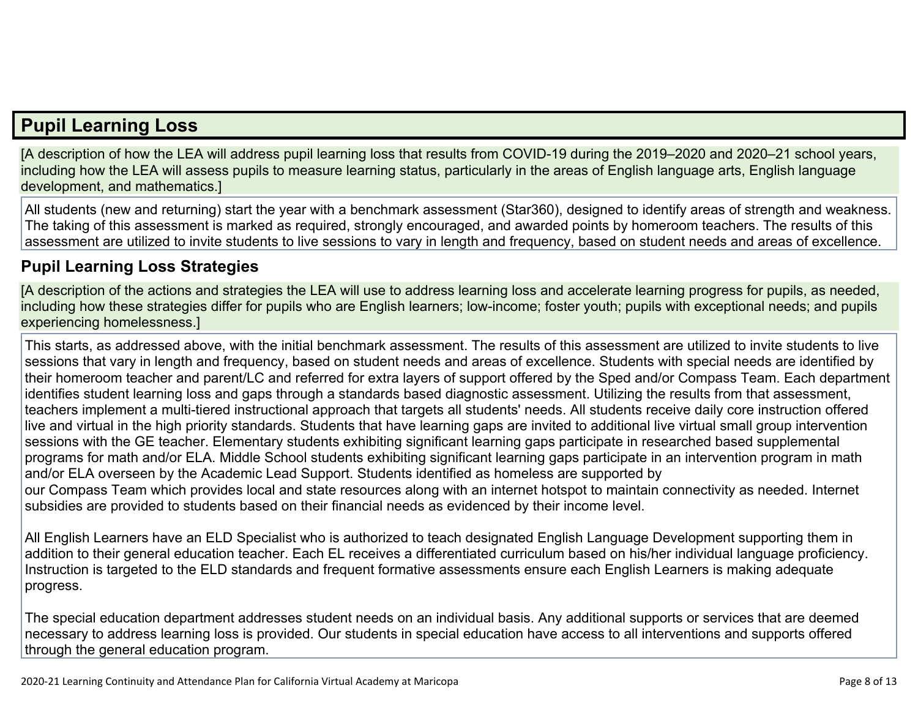## Pupil Learning Loss

[A description of how the LEA will address pupil learning loss that results from COVID-19 during the 2019–2020 and 2020–21 school years, including how the LEA will assess pupils to measure learning status, particularly in the areas of English language arts, English language development, and mathematics.]

All students (new and returning) start the year with a benchmark assessment (Star360), designed to identify areas of strength and weakness. The taking of this assessment is marked as required, strongly encouraged, and awarded points by homeroom teachers. The results of this assessment are utilized to invite students to live sessions to vary in length and frequency, based on student needs and areas of excellence.

### Pupil Learning Loss Strategies

[A description of the actions and strategies the LEA will use to address learning loss and accelerate learning progress for pupils, as needed, including how these strategies differ for pupils who are English learners; low-income; foster youth; pupils with exceptional needs; and pupils experiencing homelessness.]

This starts, as addressed above, with the initial benchmark assessment. The results of this assessment are utilized to invite students to live sessions that vary in length and frequency, based on student needs and areas of excellence. Students with special needs are identified by their homeroom teacher and parent/LC and referred for extra layers of support offered by the Sped and/or Compass Team. Each department identifies student learning loss and gaps through a standards based diagnostic assessment. Utilizing the results from that assessment, teachers implement a multi-tiered instructional approach that targets all students' needs. All students receive daily core instruction offered live and virtual in the high priority standards. Students that have learning gaps are invited to additional live virtual small group intervention sessions with the GE teacher. Elementary students exhibiting significant learning gaps participate in researched based supplemental programs for math and/or ELA. Middle School students exhibiting significant learning gaps participate in an intervention program in math and/or ELA overseen by the Academic Lead Support. Students identified as homeless are supported by our Compass Team which provides local and state resources along with an internet hotspot to maintain connectivity as needed. Internet subsidies are provided to students based on their financial needs as evidenced by their income level.

All English Learners have an ELD Specialist who is authorized to teach designated English Language Development supporting them in addition to their general education teacher. Each EL receives a differentiated curriculum based on his/her individual language proficiency. Instruction is targeted to the ELD standards and frequent formative assessments ensure each English Learners is making adequate progress.

The special education department addresses student needs on an individual basis. Any additional supports or services that are deemed necessary to address learning loss is provided. Our students in special education have access to all interventions and supports offered through the general education program.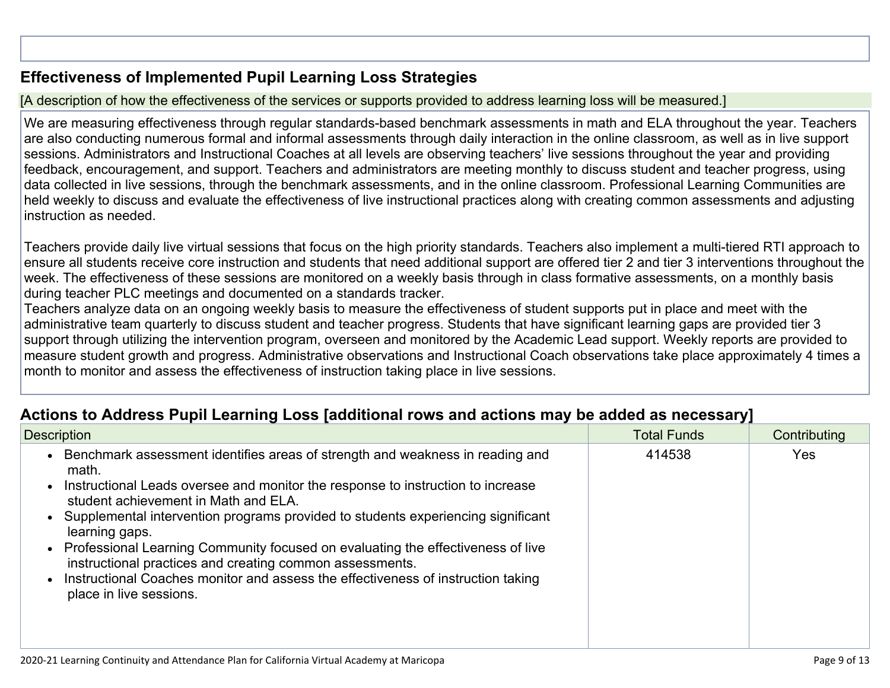## Effectiveness of Implemented Pupil Learning Loss Strategies

[A description of how the effectiveness of the services or supports provided to address learning loss will be measured.]

We are measuring effectiveness through regular standards-based benchmark assessments in math and ELA throughout the year. Teachers are also conducting numerous formal and informal assessments through daily interaction in the online classroom, as well as in live support sessions. Administrators and Instructional Coaches at all levels are observing teachers' live sessions throughout the year and providing feedback, encouragement, and support. Teachers and administrators are meeting monthly to discuss student and teacher progress, using data collected in live sessions, through the benchmark assessments, and in the online classroom. Professional Learning Communities are held weekly to discuss and evaluate the effectiveness of live instructional practices along with creating common assessments and adjusting instruction as needed.

Teachers provide daily live virtual sessions that focus on the high priority standards. Teachers also implement a multi-tiered RTI approach to ensure all students receive core instruction and students that need additional support are offered tier 2 and tier 3 interventions throughout the week. The effectiveness of these sessions are monitored on a weekly basis through in class formative assessments, on a monthly basis during teacher PLC meetings and documented on a standards tracker.
Teachers analyze data on an ongoing weekly basis to measure the effectiveness of student supports put in place and meet with the administrative team quarterly to discuss student and teacher progress. Students that have significant learning gaps are provided tier 3 support through utilizing the intervention program, overseen and monitored by the Academic Lead support. Weekly reports are provided to measure student growth and progress. Administrative observations and Instructional Coach observations take place approximately 4 times a month to monitor and assess the effectiveness of instruction taking place in live sessions.

## Actions to Address Pupil Learning Loss [additional rows and actions may be added as necessary]

| Description | Total Funds | Contributing |
|---|---|---|
| • Benchmark assessment identifies areas of strength and weakness in reading and math.<br>• Instructional Leads oversee and monitor the response to instruction to increase student achievement in Math and ELA.<br>• Supplemental intervention programs provided to students experiencing significant learning gaps.<br>• Professional Learning Community focused on evaluating the effectiveness of live instructional practices and creating common assessments.<br>• Instructional Coaches monitor and assess the effectiveness of instruction taking place in live sessions. | 414538 | Yes |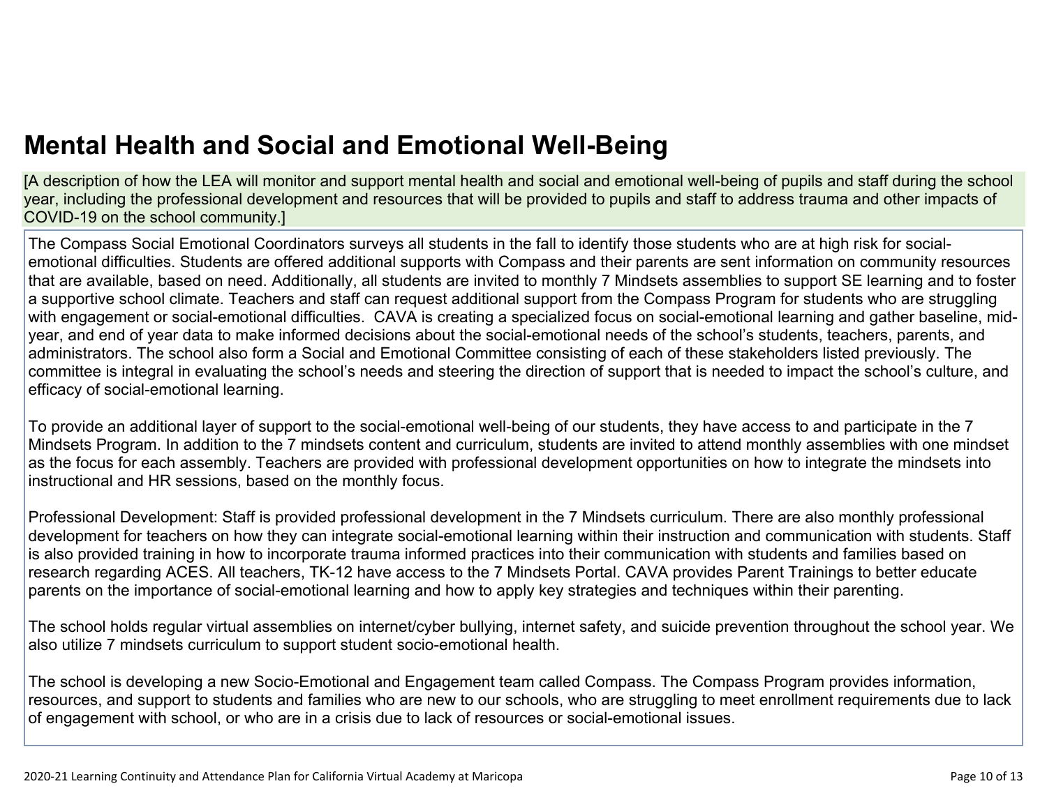## Mental Health and Social and Emotional Well-Being

[A description of how the LEA will monitor and support mental health and social and emotional well-being of pupils and staff during the school year, including the professional development and resources that will be provided to pupils and staff to address trauma and other impacts of COVID-19 on the school community.]

The Compass Social Emotional Coordinators surveys all students in the fall to identify those students who are at high risk for social-emotional difficulties. Students are offered additional supports with Compass and their parents are sent information on community resources that are available, based on need. Additionally, all students are invited to monthly 7 Mindsets assemblies to support SE learning and to foster a supportive school climate. Teachers and staff can request additional support from the Compass Program for students who are struggling with engagement or social-emotional difficulties. CAVA is creating a specialized focus on social-emotional learning and gather baseline, mid-year, and end of year data to make informed decisions about the social-emotional needs of the school's students, teachers, parents, and administrators. The school also form a Social and Emotional Committee consisting of each of these stakeholders listed previously. The committee is integral in evaluating the school's needs and steering the direction of support that is needed to impact the school's culture, and efficacy of social-emotional learning.

To provide an additional layer of support to the social-emotional well-being of our students, they have access to and participate in the 7 Mindsets Program. In addition to the 7 mindsets content and curriculum, students are invited to attend monthly assemblies with one mindset as the focus for each assembly. Teachers are provided with professional development opportunities on how to integrate the mindsets into instructional and HR sessions, based on the monthly focus.

Professional Development: Staff is provided professional development in the 7 Mindsets curriculum. There are also monthly professional development for teachers on how they can integrate social-emotional learning within their instruction and communication with students. Staff is also provided training in how to incorporate trauma informed practices into their communication with students and families based on research regarding ACES. All teachers, TK-12 have access to the 7 Mindsets Portal. CAVA provides Parent Trainings to better educate parents on the importance of social-emotional learning and how to apply key strategies and techniques within their parenting.

The school holds regular virtual assemblies on internet/cyber bullying, internet safety, and suicide prevention throughout the school year. We also utilize 7 mindsets curriculum to support student socio-emotional health.

The school is developing a new Socio-Emotional and Engagement team called Compass. The Compass Program provides information, resources, and support to students and families who are new to our schools, who are struggling to meet enrollment requirements due to lack of engagement with school, or who are in a crisis due to lack of resources or social-emotional issues.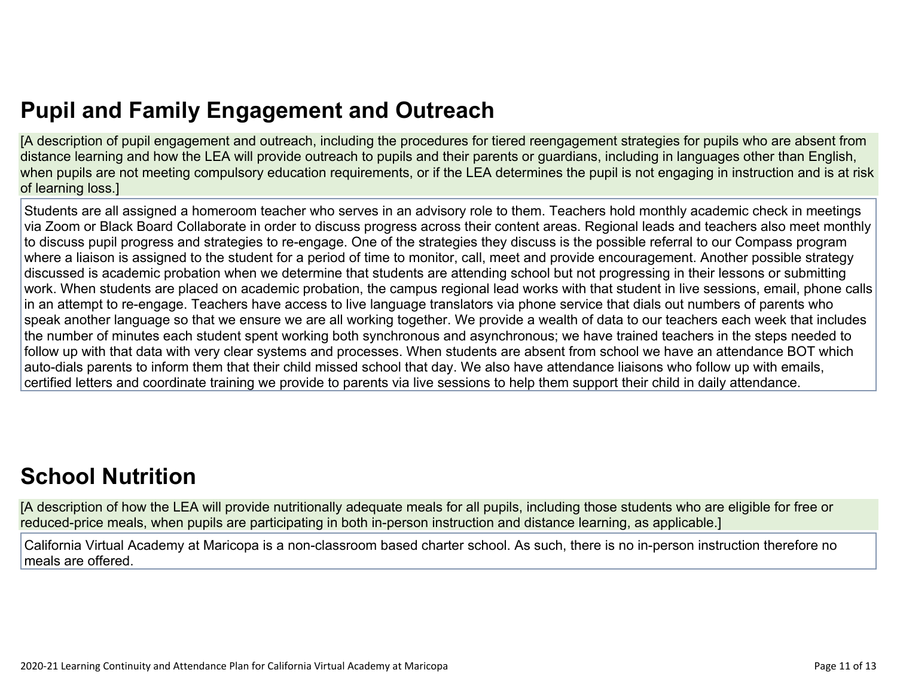## Pupil and Family Engagement and Outreach

[A description of pupil engagement and outreach, including the procedures for tiered reengagement strategies for pupils who are absent from distance learning and how the LEA will provide outreach to pupils and their parents or guardians, including in languages other than English, when pupils are not meeting compulsory education requirements, or if the LEA determines the pupil is not engaging in instruction and is at risk of learning loss.]

Students are all assigned a homeroom teacher who serves in an advisory role to them. Teachers hold monthly academic check in meetings via Zoom or Black Board Collaborate in order to discuss progress across their content areas. Regional leads and teachers also meet monthly to discuss pupil progress and strategies to re-engage. One of the strategies they discuss is the possible referral to our Compass program where a liaison is assigned to the student for a period of time to monitor, call, meet and provide encouragement. Another possible strategy discussed is academic probation when we determine that students are attending school but not progressing in their lessons or submitting work. When students are placed on academic probation, the campus regional lead works with that student in live sessions, email, phone calls in an attempt to re-engage. Teachers have access to live language translators via phone service that dials out numbers of parents who speak another language so that we ensure we are all working together. We provide a wealth of data to our teachers each week that includes the number of minutes each student spent working both synchronous and asynchronous; we have trained teachers in the steps needed to follow up with that data with very clear systems and processes. When students are absent from school we have an attendance BOT which auto-dials parents to inform them that their child missed school that day. We also have attendance liaisons who follow up with emails, certified letters and coordinate training we provide to parents via live sessions to help them support their child in daily attendance.

## School Nutrition

[A description of how the LEA will provide nutritionally adequate meals for all pupils, including those students who are eligible for free or reduced-price meals, when pupils are participating in both in-person instruction and distance learning, as applicable.]

California Virtual Academy at Maricopa is a non-classroom based charter school. As such, there is no in-person instruction therefore no meals are offered.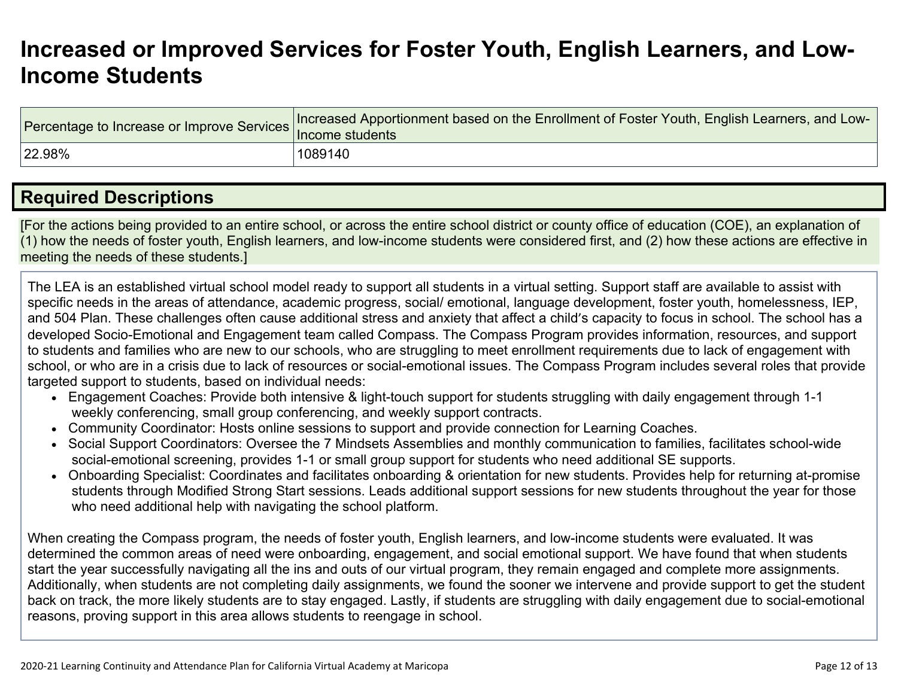# Increased or Improved Services for Foster Youth, English Learners, and Low-Income Students

| Percentage to Increase or Improve Services | Increased Apportionment based on the Enrollment of Foster Youth, English Learners, and Low-Income students |
| --- | --- |
| 22.98% | 1089140 |

## Required Descriptions

[For the actions being provided to an entire school, or across the entire school district or county office of education (COE), an explanation of (1) how the needs of foster youth, English learners, and low-income students were considered first, and (2) how these actions are effective in meeting the needs of these students.]

The LEA is an established virtual school model ready to support all students in a virtual setting. Support staff are available to assist with specific needs in the areas of attendance, academic progress, social/ emotional, language development, foster youth, homelessness, IEP, and 504 Plan. These challenges often cause additional stress and anxiety that affect a child's capacity to focus in school. The school has a developed Socio-Emotional and Engagement team called Compass. The Compass Program provides information, resources, and support to students and families who are new to our schools, who are struggling to meet enrollment requirements due to lack of engagement with school, or who are in a crisis due to lack of resources or social-emotional issues. The Compass Program includes several roles that provide targeted support to students, based on individual needs:

- Engagement Coaches: Provide both intensive & light-touch support for students struggling with daily engagement through 1-1 weekly conferencing, small group conferencing, and weekly support contracts.
- Community Coordinator: Hosts online sessions to support and provide connection for Learning Coaches.
- Social Support Coordinators: Oversee the 7 Mindsets Assemblies and monthly communication to families, facilitates school-wide social-emotional screening, provides 1-1 or small group support for students who need additional SE supports.
- Onboarding Specialist: Coordinates and facilitates onboarding & orientation for new students. Provides help for returning at-promise students through Modified Strong Start sessions. Leads additional support sessions for new students throughout the year for those who need additional help with navigating the school platform.

When creating the Compass program, the needs of foster youth, English learners, and low-income students were evaluated. It was determined the common areas of need were onboarding, engagement, and social emotional support. We have found that when students start the year successfully navigating all the ins and outs of our virtual program, they remain engaged and complete more assignments. Additionally, when students are not completing daily assignments, we found the sooner we intervene and provide support to get the student back on track, the more likely students are to stay engaged. Lastly, if students are struggling with daily engagement due to social-emotional reasons, proving support in this area allows students to reengage in school.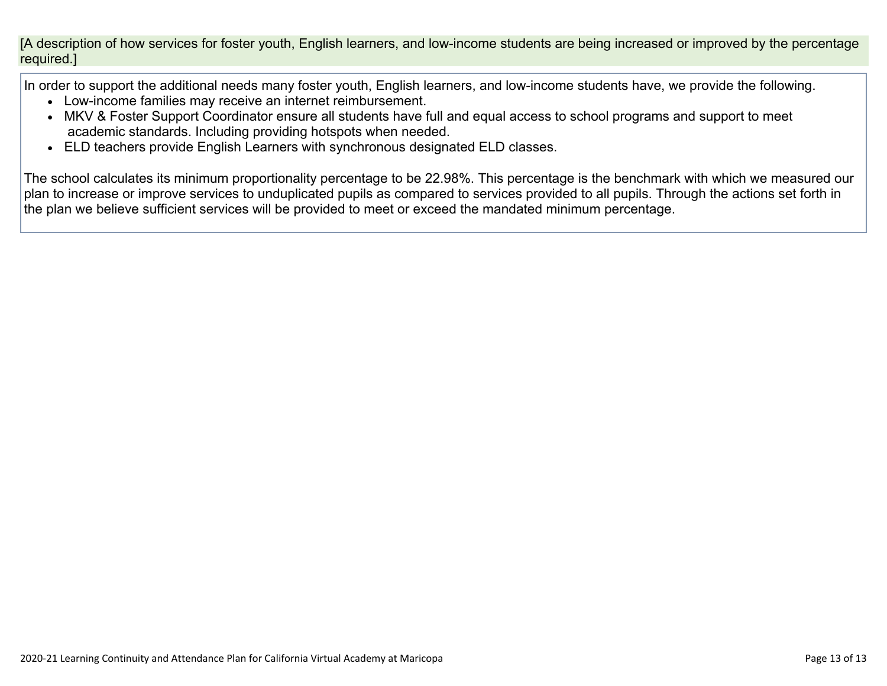[A description of how services for foster youth, English learners, and low-income students are being increased or improved by the percentage required.]

In order to support the additional needs many foster youth, English learners, and low-income students have, we provide the following.

- Low-income families may receive an internet reimbursement.
- MKV & Foster Support Coordinator ensure all students have full and equal access to school programs and support to meet academic standards. Including providing hotspots when needed.
- ELD teachers provide English Learners with synchronous designated ELD classes.

The school calculates its minimum proportionality percentage to be 22.98%. This percentage is the benchmark with which we measured our plan to increase or improve services to unduplicated pupils as compared to services provided to all pupils. Through the actions set forth in the plan we believe sufficient services will be provided to meet or exceed the mandated minimum percentage.